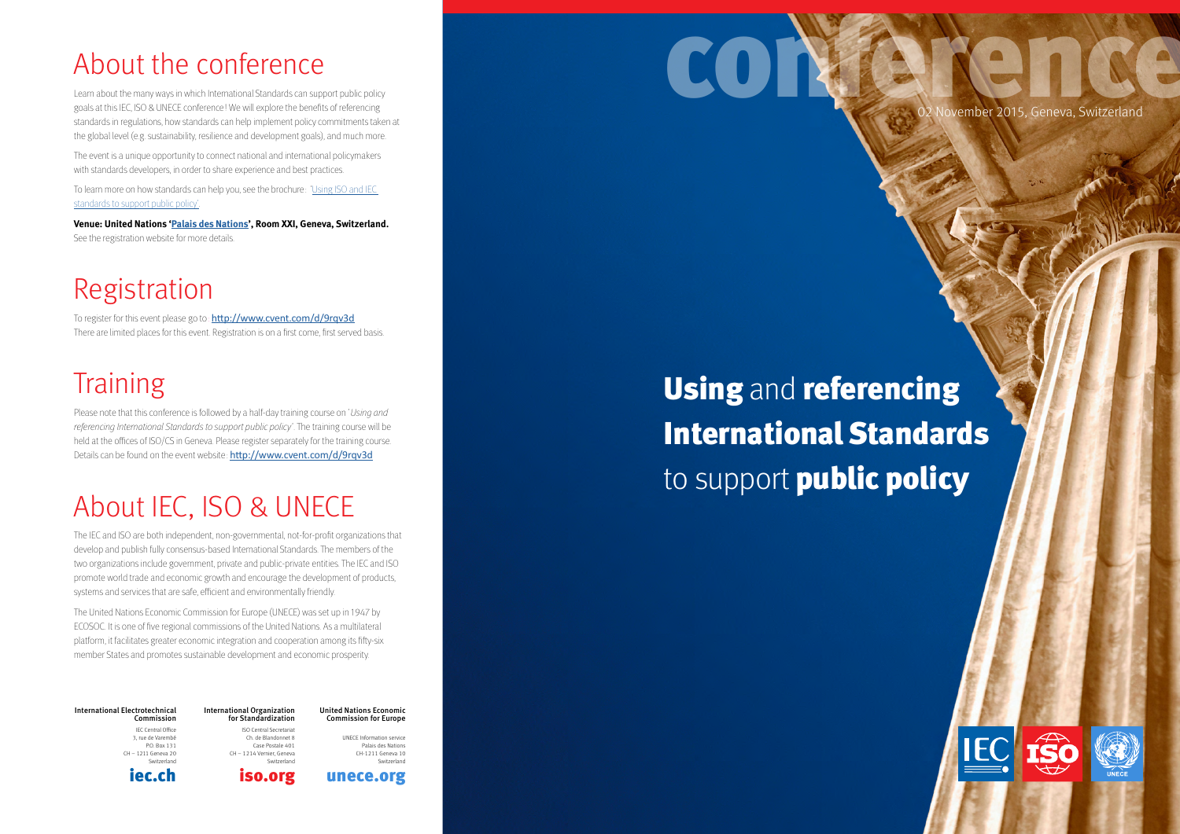# About the conference

Learn about the many ways in which International Standards can support public policy goals at this IEC, ISO & UNECE conference! We will explore the benefits of referencing standards in regulations, how standards can help implement policy commitments taken at the global level (e.g. sustainability, resilience and development goals), and much more.

The event is a unique opportunity to connect national and international policymakers with standards developers, in order to share experience and best practices.

To learn more on how standards can help you, see the brochure: 'Using ISO and IEC standards to support public policy'.

**Venue: United Nations 'Palais des Nations', Room XXI, Geneva, Switzerland.**
See the registration website for more details.

# Registration

To register for this event please go to: http://www.cvent.com/d/9rqv3d
There are limited places for this event. Registration is on a first come, first served basis.

# Training

Please note that this conference is followed by a half-day training course on '*Using and referencing International Standards to support public policy*'. The training course will be held at the offices of ISO/CS in Geneva. Please register separately for the training course. Details can be found on the event website: http://www.cvent.com/d/9rqv3d

# About IEC, ISO & UNECE

The IEC and ISO are both independent, non-governmental, not-for-profit organizations that develop and publish fully consensus-based International Standards. The members of the two organizations include government, private and public-private entities. The IEC and ISO promote world trade and economic growth and encourage the development of products, systems and services that are safe, efficient and environmentally friendly.

The United Nations Economic Commission for Europe (UNECE) was set up in 1947 by ECOSOC. It is one of five regional commissions of the United Nations. As a multilateral platform, it facilitates greater economic integration and cooperation among its fifty-six member States and promotes sustainable development and economic prosperity.

**International Electrotechnical Commission**
IEC Central Office
3, rue de Varembé
P.O. Box 131
CH – 1211 Geneva 20
Switzerland
**iec.ch**

**International Organization for Standardization**
ISO Central Secretariat
Ch. de Blandonnet 8
Case Postale 401
CH – 1214 Vernier, Geneva
Switzerland
**iso.org**

**United Nations Economic Commission for Europe**
UNECE Information service
Palais des Nations
CH-1211 Geneva 10
Switzerland
**unece.org**

# conference

02 November 2015, Geneva, Switzerland

## **Using** and **referencing International Standards** to support **public policy**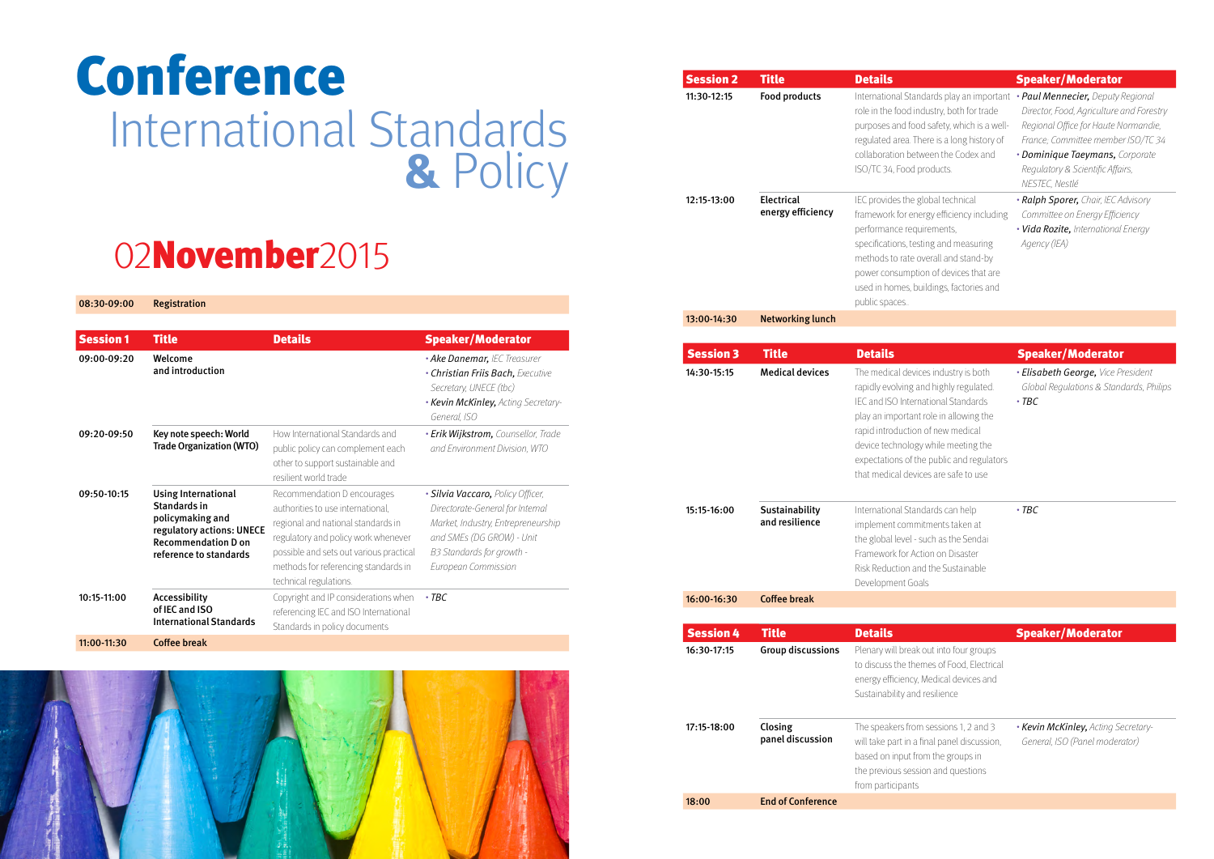# Conference

## International Standards & Policy

## 02 November 2015

| 08:30-09:00 | Registration | | |
|---|---|---|---|

| Session 1 | Title | Details | Speaker/Moderator |
|---|---|---|---|
| 09:00-09:20 | Welcome and introduction | | • *Ake Danemar, IEC Treasurer* • *Christian Friis Bach, Executive Secretary, UNECE (tbc)* • *Kevin McKinley, Acting Secretary-General, ISO* |
| 09:20-09:50 | Key note speech: World Trade Organization (WTO) | How International Standards and public policy can complement each other to support sustainable and resilient world trade | • *Erik Wijkstrom, Counsellor, Trade and Environment Division, WTO* |
| 09:50-10:15 | Using International Standards in policymaking and regulatory actions: UNECE Recommendation D on reference to standards | Recommendation D encourages authorities to use international, regional and national standards in regulatory and policy work whenever possible and sets out various practical methods for referencing standards in technical regulations. | • *Silvia Vaccaro, Policy Officer, Directorate-General for Internal Market, Industry, Entrepreneurship and SMEs (DG GROW) - Unit B3 Standards for growth - European Commission* |
| 10:15-11:00 | Accessibility of IEC and ISO International Standards | Copyright and IP considerations when referencing IEC and ISO International Standards in policy documents | • *TBC* |
| 11:00-11:30 | Coffee break | | |

| Session 2 | Title | Details | Speaker/Moderator |
|---|---|---|---|
| 11:30-12:15 | Food products | International Standards play an important role in the food industry, both for trade purposes and food safety, which is a well-regulated area. There is a long history of collaboration between the Codex and ISO/TC 34, Food products. | • *Paul Mennecier, Deputy Regional Director, Food, Agriculture and Forestry Regional Office for Haute Normandie, France; Committee member ISO/TC 34* • *Dominique Taeymans, Corporate Regulatory & Scientific Affairs, NESTEC, Nestlé* |
| 12:15-13:00 | Electrical energy efficiency | IEC provides the global technical framework for energy efficiency including performance requirements, specifications, testing and measuring methods to rate overall and stand-by power consumption of devices that are used in homes, buildings, factories and public spaces. | • *Ralph Sporer, Chair, IEC Advisory Committee on Energy Efficiency* • *Vida Rozite, International Energy Agency (IEA)* |
| 13:00-14:30 | Networking lunch | | |

| Session 3 | Title | Details | Speaker/Moderator |
|---|---|---|---|
| 14:30-15:15 | Medical devices | The medical devices industry is both rapidly evolving and highly regulated. IEC and ISO International Standards play an important role in allowing the rapid introduction of new medical device technology while meeting the expectations of the public and regulators that medical devices are safe to use | • *Elisabeth George, Vice President Global Regulations & Standards, Philips* • *TBC* |
| 15:15-16:00 | Sustainability and resilience | International Standards can help implement commitments taken at the global level - such as the Sendai Framework for Action on Disaster Risk Reduction and the Sustainable Development Goals | • *TBC* |
| 16:00-16:30 | Coffee break | | |

| Session 4 | Title | Details | Speaker/Moderator |
|---|---|---|---|
| 16:30-17:15 | Group discussions | Plenary will break out into four groups to discuss the themes of Food, Electrical energy efficiency, Medical devices and Sustainability and resilience | |
| 17:15-18:00 | Closing panel discussion | The speakers from sessions 1, 2 and 3 will take part in a final panel discussion, based on input from the groups in the previous session and questions from participants | • *Kevin McKinley, Acting Secretary-General, ISO (Panel moderator)* |
| 18:00 | End of Conference | | |